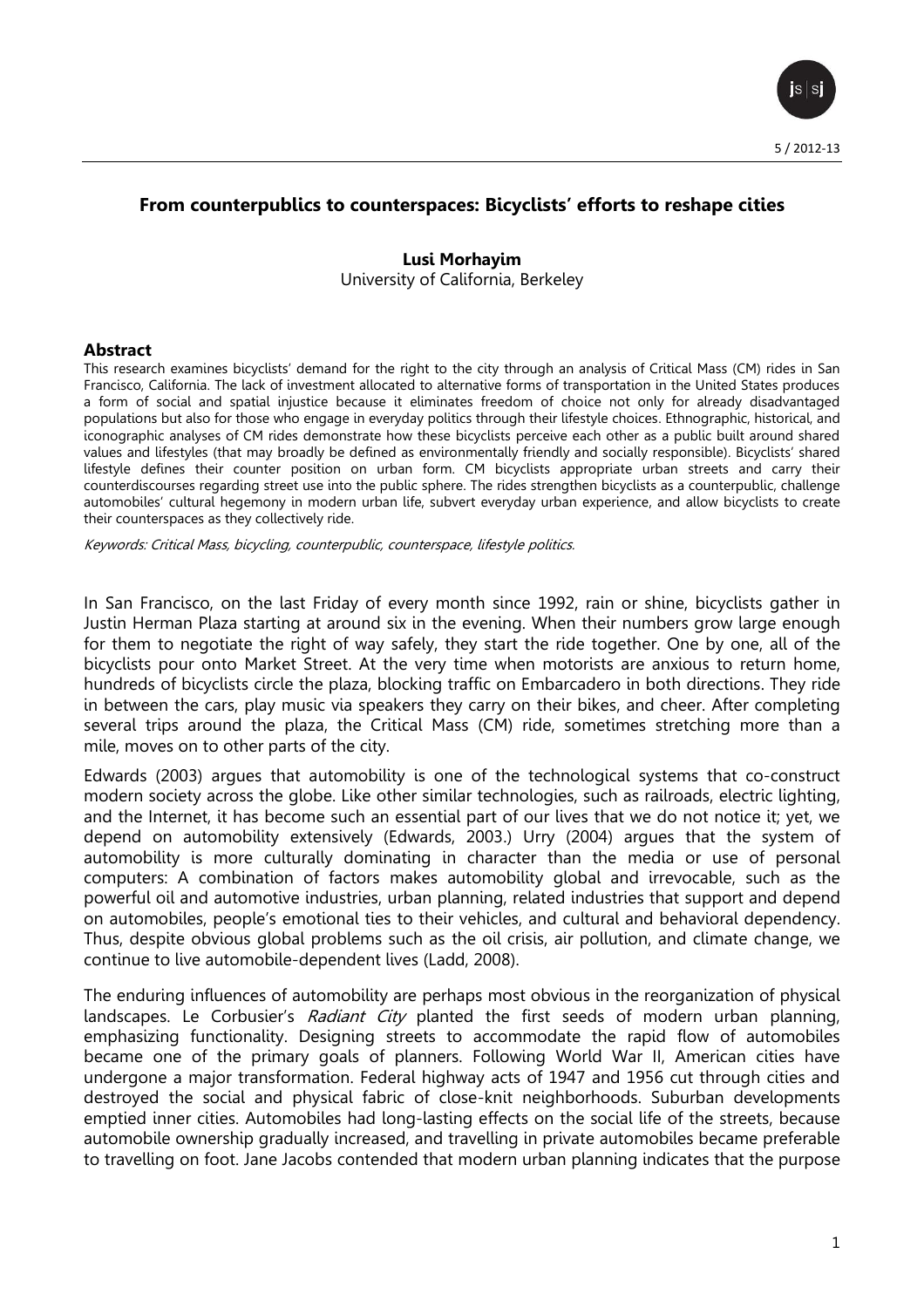# From counterpublics to counterspaces: Bicyclists' efforts to reshape cities

**Lusi Morhayim**

University of California, Berkeley

## Abstract

This research examines bicyclists' demand for the right to the city through an analysis of Critical Mass (CM) rides in San Francisco, California. The lack of investment allocated to alternative forms of transportation in the United States produces a form of social and spatial injustice because it eliminates freedom of choice not only for already disadvantaged populations but also for those who engage in everyday politics through their lifestyle choices. Ethnographic, historical, and iconographic analyses of CM rides demonstrate how these bicyclists perceive each other as a public built around shared values and lifestyles (that may broadly be defined as environmentally friendly and socially responsible). Bicyclists' shared lifestyle defines their counter position on urban form. CM bicyclists appropriate urban streets and carry their counterdiscourses regarding street use into the public sphere. The rides strengthen bicyclists as a counterpublic, challenge automobiles' cultural hegemony in modern urban life, subvert everyday urban experience, and allow bicyclists to create their counterspaces as they collectively ride.

*Keywords: Critical Mass, bicycling, counterpublic, counterspace, lifestyle politics.*

In San Francisco, on the last Friday of every month since 1992, rain or shine, bicyclists gather in Justin Herman Plaza starting at around six in the evening. When their numbers grow large enough for them to negotiate the right of way safely, they start the ride together. One by one, all of the bicyclists pour onto Market Street. At the very time when motorists are anxious to return home, hundreds of bicyclists circle the plaza, blocking traffic on Embarcadero in both directions. They ride in between the cars, play music via speakers they carry on their bikes, and cheer. After completing several trips around the plaza, the Critical Mass (CM) ride, sometimes stretching more than a mile, moves on to other parts of the city.

Edwards (2003) argues that automobility is one of the technological systems that co-construct modern society across the globe. Like other similar technologies, such as railroads, electric lighting, and the Internet, it has become such an essential part of our lives that we do not notice it; yet, we depend on automobility extensively (Edwards, 2003.) Urry (2004) argues that the system of automobility is more culturally dominating in character than the media or use of personal computers: A combination of factors makes automobility global and irrevocable, such as the powerful oil and automotive industries, urban planning, related industries that support and depend on automobiles, people's emotional ties to their vehicles, and cultural and behavioral dependency. Thus, despite obvious global problems such as the oil crisis, air pollution, and climate change, we continue to live automobile-dependent lives (Ladd, 2008).

The enduring influences of automobility are perhaps most obvious in the reorganization of physical landscapes. Le Corbusier's *Radiant City* planted the first seeds of modern urban planning, emphasizing functionality. Designing streets to accommodate the rapid flow of automobiles became one of the primary goals of planners. Following World War II, American cities have undergone a major transformation. Federal highway acts of 1947 and 1956 cut through cities and destroyed the social and physical fabric of close-knit neighborhoods. Suburban developments emptied inner cities. Automobiles had long-lasting effects on the social life of the streets, because automobile ownership gradually increased, and travelling in private automobiles became preferable to travelling on foot. Jane Jacobs contended that modern urban planning indicates that the purpose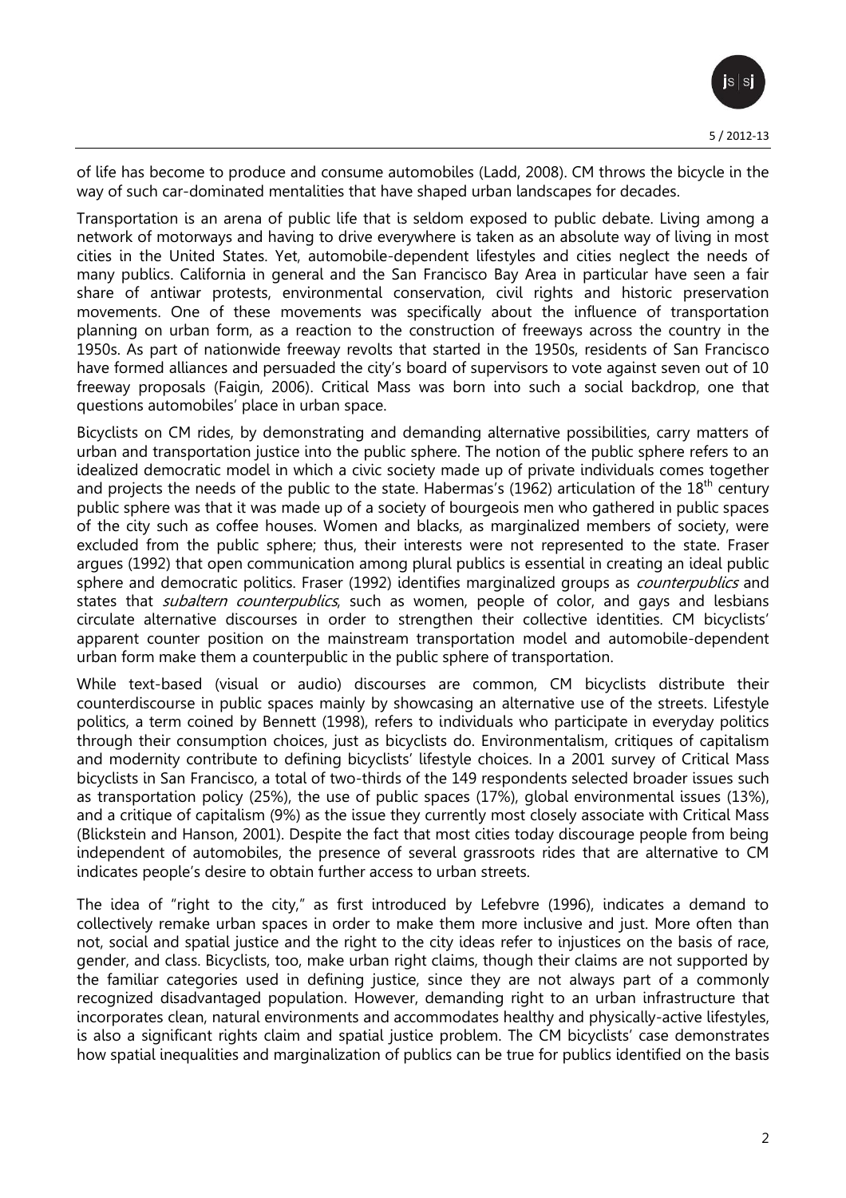of life has become to produce and consume automobiles (Ladd, 2008). CM throws the bicycle in the way of such car-dominated mentalities that have shaped urban landscapes for decades.

Transportation is an arena of public life that is seldom exposed to public debate. Living among a network of motorways and having to drive everywhere is taken as an absolute way of living in most cities in the United States. Yet, automobile-dependent lifestyles and cities neglect the needs of many publics. California in general and the San Francisco Bay Area in particular have seen a fair share of antiwar protests, environmental conservation, civil rights and historic preservation movements. One of these movements was specifically about the influence of transportation planning on urban form, as a reaction to the construction of freeways across the country in the 1950s. As part of nationwide freeway revolts that started in the 1950s, residents of San Francisco have formed alliances and persuaded the city's board of supervisors to vote against seven out of 10 freeway proposals (Faigin, 2006). Critical Mass was born into such a social backdrop, one that questions automobiles' place in urban space.

Bicyclists on CM rides, by demonstrating and demanding alternative possibilities, carry matters of urban and transportation justice into the public sphere. The notion of the public sphere refers to an idealized democratic model in which a civic society made up of private individuals comes together and projects the needs of the public to the state. Habermas's (1962) articulation of the 18th century public sphere was that it was made up of a society of bourgeois men who gathered in public spaces of the city such as coffee houses. Women and blacks, as marginalized members of society, were excluded from the public sphere; thus, their interests were not represented to the state. Fraser argues (1992) that open communication among plural publics is essential in creating an ideal public sphere and democratic politics. Fraser (1992) identifies marginalized groups as *counterpublics* and states that *subaltern counterpublics*, such as women, people of color, and gays and lesbians circulate alternative discourses in order to strengthen their collective identities. CM bicyclists' apparent counter position on the mainstream transportation model and automobile-dependent urban form make them a counterpublic in the public sphere of transportation.

While text-based (visual or audio) discourses are common, CM bicyclists distribute their counterdiscourse in public spaces mainly by showcasing an alternative use of the streets. Lifestyle politics, a term coined by Bennett (1998), refers to individuals who participate in everyday politics through their consumption choices, just as bicyclists do. Environmentalism, critiques of capitalism and modernity contribute to defining bicyclists' lifestyle choices. In a 2001 survey of Critical Mass bicyclists in San Francisco, a total of two-thirds of the 149 respondents selected broader issues such as transportation policy (25%), the use of public spaces (17%), global environmental issues (13%), and a critique of capitalism (9%) as the issue they currently most closely associate with Critical Mass (Blickstein and Hanson, 2001). Despite the fact that most cities today discourage people from being independent of automobiles, the presence of several grassroots rides that are alternative to CM indicates people's desire to obtain further access to urban streets.

The idea of "right to the city," as first introduced by Lefebvre (1996), indicates a demand to collectively remake urban spaces in order to make them more inclusive and just. More often than not, social and spatial justice and the right to the city ideas refer to injustices on the basis of race, gender, and class. Bicyclists, too, make urban right claims, though their claims are not supported by the familiar categories used in defining justice, since they are not always part of a commonly recognized disadvantaged population. However, demanding right to an urban infrastructure that incorporates clean, natural environments and accommodates healthy and physically-active lifestyles, is also a significant rights claim and spatial justice problem. The CM bicyclists' case demonstrates how spatial inequalities and marginalization of publics can be true for publics identified on the basis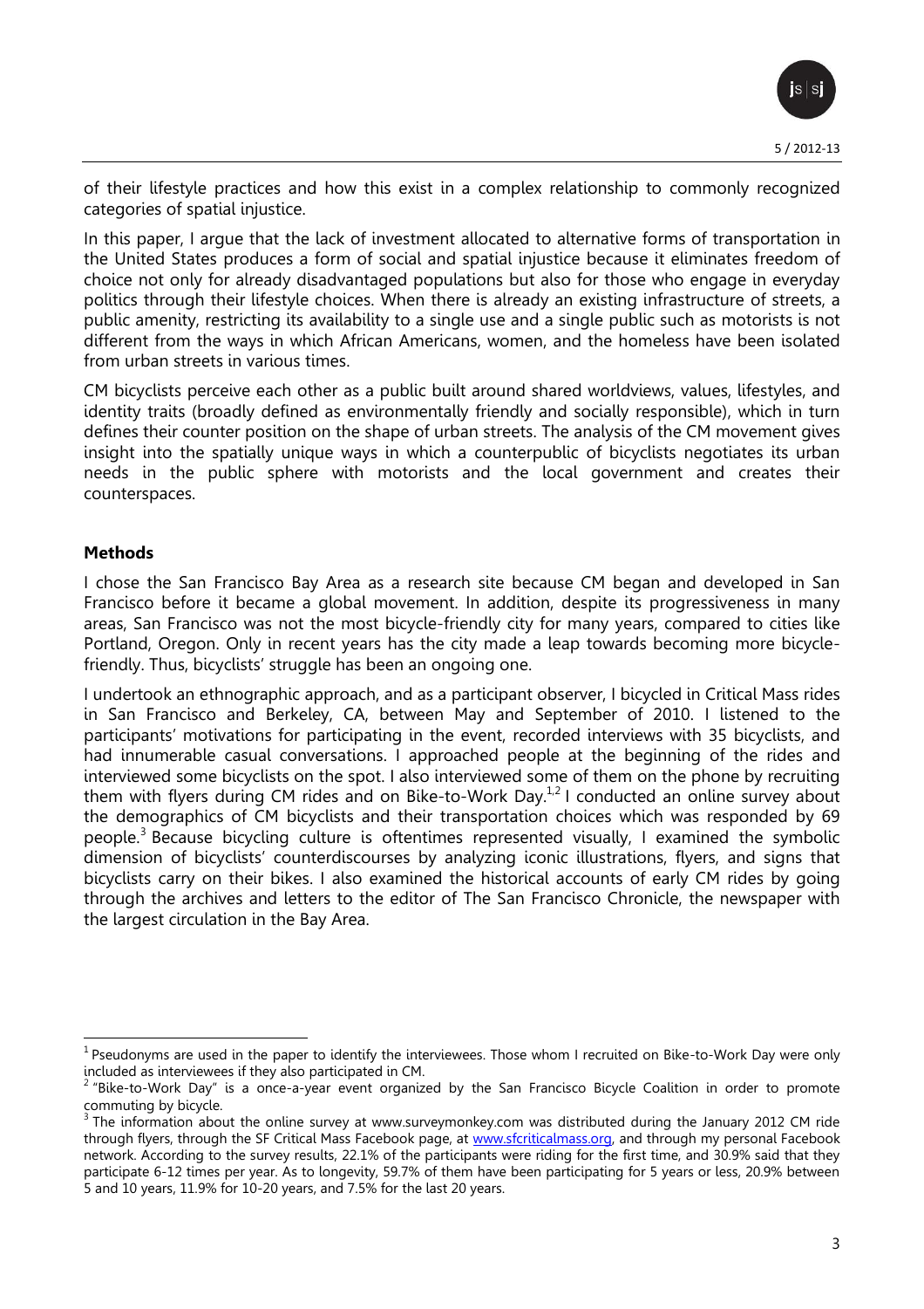of their lifestyle practices and how this exist in a complex relationship to commonly recognized categories of spatial injustice.

In this paper, I argue that the lack of investment allocated to alternative forms of transportation in the United States produces a form of social and spatial injustice because it eliminates freedom of choice not only for already disadvantaged populations but also for those who engage in everyday politics through their lifestyle choices. When there is already an existing infrastructure of streets, a public amenity, restricting its availability to a single use and a single public such as motorists is not different from the ways in which African Americans, women, and the homeless have been isolated from urban streets in various times.

CM bicyclists perceive each other as a public built around shared worldviews, values, lifestyles, and identity traits (broadly defined as environmentally friendly and socially responsible), which in turn defines their counter position on the shape of urban streets. The analysis of the CM movement gives insight into the spatially unique ways in which a counterpublic of bicyclists negotiates its urban needs in the public sphere with motorists and the local government and creates their counterspaces.

## Methods

I chose the San Francisco Bay Area as a research site because CM began and developed in San Francisco before it became a global movement. In addition, despite its progressiveness in many areas, San Francisco was not the most bicycle-friendly city for many years, compared to cities like Portland, Oregon. Only in recent years has the city made a leap towards becoming more bicycle-friendly. Thus, bicyclists' struggle has been an ongoing one.

I undertook an ethnographic approach, and as a participant observer, I bicycled in Critical Mass rides in San Francisco and Berkeley, CA, between May and September of 2010. I listened to the participants' motivations for participating in the event, recorded interviews with 35 bicyclists, and had innumerable casual conversations. I approached people at the beginning of the rides and interviewed some bicyclists on the spot. I also interviewed some of them on the phone by recruiting them with flyers during CM rides and on Bike-to-Work Day.[1,2] I conducted an online survey about the demographics of CM bicyclists and their transportation choices which was responded by 69 people.[3] Because bicycling culture is oftentimes represented visually, I examined the symbolic dimension of bicyclists' counterdiscourses by analyzing iconic illustrations, flyers, and signs that bicyclists carry on their bikes. I also examined the historical accounts of early CM rides by going through the archives and letters to the editor of The San Francisco Chronicle, the newspaper with the largest circulation in the Bay Area.

---

[1] Pseudonyms are used in the paper to identify the interviewees. Those whom I recruited on Bike-to-Work Day were only included as interviewees if they also participated in CM.

[2] "Bike-to-Work Day" is a once-a-year event organized by the San Francisco Bicycle Coalition in order to promote commuting by bicycle.

[3] The information about the online survey at www.surveymonkey.com was distributed during the January 2012 CM ride through flyers, through the SF Critical Mass Facebook page, at www.sfcriticalmass.org, and through my personal Facebook network. According to the survey results, 22.1% of the participants were riding for the first time, and 30.9% said that they participate 6-12 times per year. As to longevity, 59.7% of them have been participating for 5 years or less, 20.9% between 5 and 10 years, 11.9% for 10-20 years, and 7.5% for the last 20 years.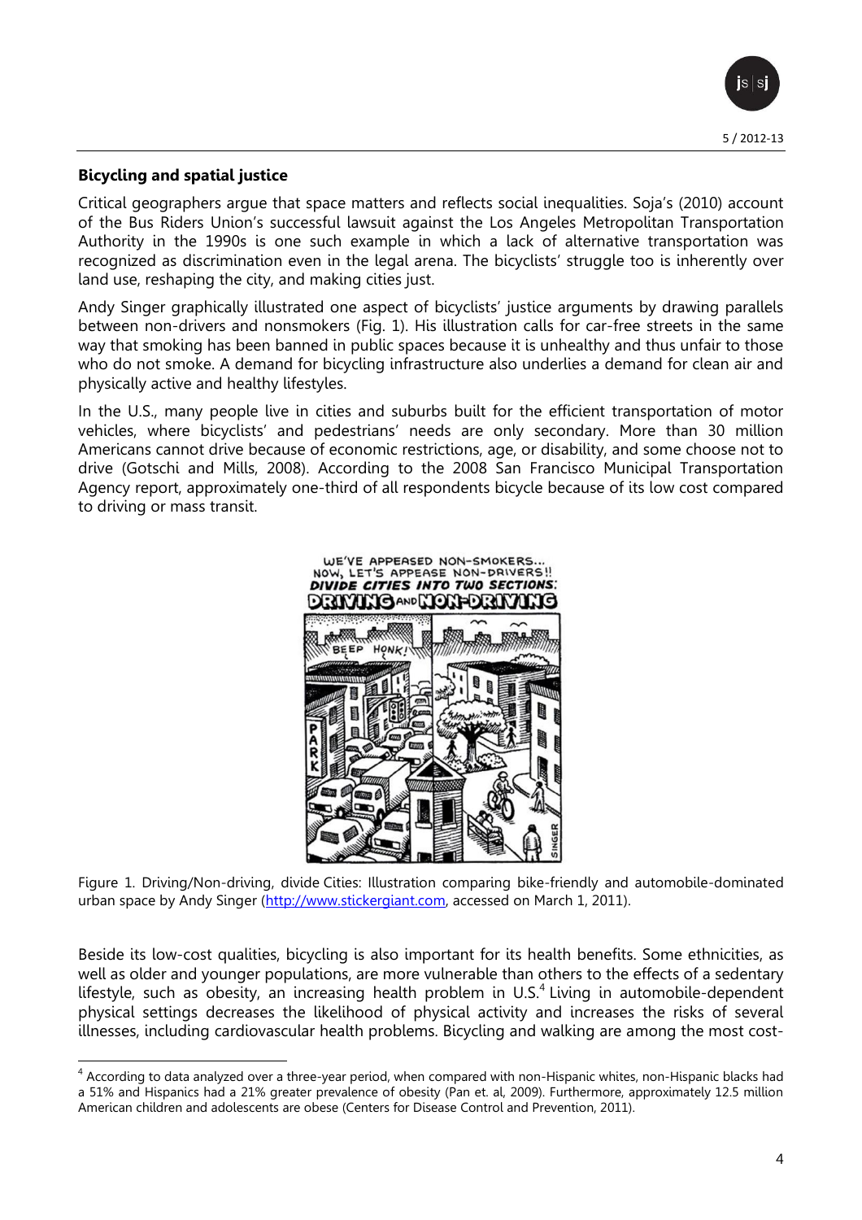## Bicycling and spatial justice

Critical geographers argue that space matters and reflects social inequalities. Soja's (2010) account of the Bus Riders Union's successful lawsuit against the Los Angeles Metropolitan Transportation Authority in the 1990s is one such example in which a lack of alternative transportation was recognized as discrimination even in the legal arena. The bicyclists' struggle too is inherently over land use, reshaping the city, and making cities just.

Andy Singer graphically illustrated one aspect of bicyclists' justice arguments by drawing parallels between non-drivers and nonsmokers (Fig. 1). His illustration calls for car-free streets in the same way that smoking has been banned in public spaces because it is unhealthy and thus unfair to those who do not smoke. A demand for bicycling infrastructure also underlies a demand for clean air and physically active and healthy lifestyles.

In the U.S., many people live in cities and suburbs built for the efficient transportation of motor vehicles, where bicyclists' and pedestrians' needs are only secondary. More than 30 million Americans cannot drive because of economic restrictions, age, or disability, and some choose not to drive (Gotschi and Mills, 2008). According to the 2008 San Francisco Municipal Transportation Agency report, approximately one-third of all respondents bicycle because of its low cost compared to driving or mass transit.

Figure 1. Driving/Non-driving, divide Cities: Illustration comparing bike-friendly and automobile-dominated urban space by Andy Singer (http://www.stickergiant.com, accessed on March 1, 2011).

Beside its low-cost qualities, bicycling is also important for its health benefits. Some ethnicities, as well as older and younger populations, are more vulnerable than others to the effects of a sedentary lifestyle, such as obesity, an increasing health problem in U.S.[4] Living in automobile-dependent physical settings decreases the likelihood of physical activity and increases the risks of several illnesses, including cardiovascular health problems. Bicycling and walking are among the most cost-

[4] According to data analyzed over a three-year period, when compared with non-Hispanic whites, non-Hispanic blacks had a 51% and Hispanics had a 21% greater prevalence of obesity (Pan et. al, 2009). Furthermore, approximately 12.5 million American children and adolescents are obese (Centers for Disease Control and Prevention, 2011).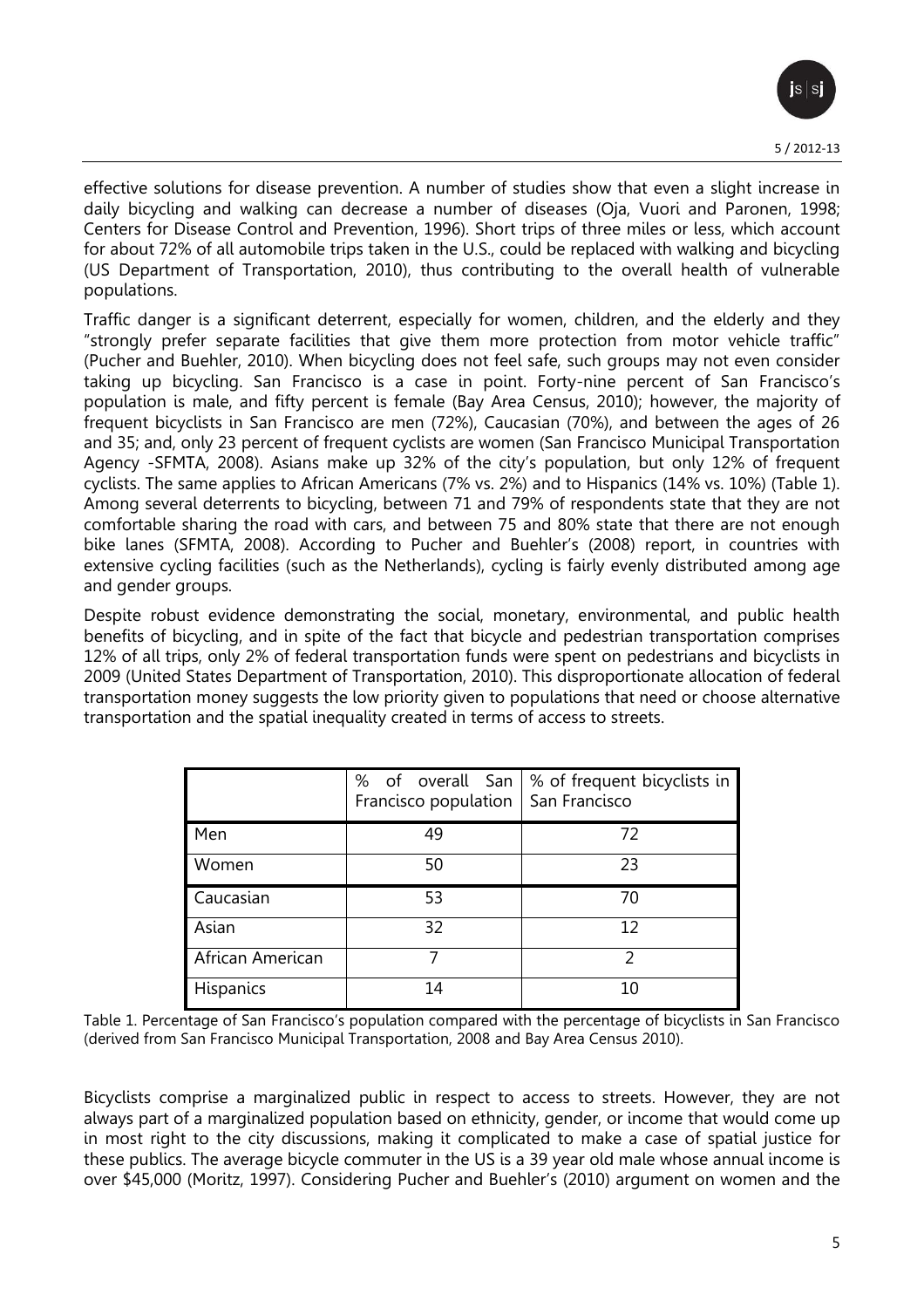effective solutions for disease prevention. A number of studies show that even a slight increase in daily bicycling and walking can decrease a number of diseases (Oja, Vuori and Paronen, 1998; Centers for Disease Control and Prevention, 1996). Short trips of three miles or less, which account for about 72% of all automobile trips taken in the U.S., could be replaced with walking and bicycling (US Department of Transportation, 2010), thus contributing to the overall health of vulnerable populations.

Traffic danger is a significant deterrent, especially for women, children, and the elderly and they "strongly prefer separate facilities that give them more protection from motor vehicle traffic" (Pucher and Buehler, 2010). When bicycling does not feel safe, such groups may not even consider taking up bicycling. San Francisco is a case in point. Forty-nine percent of San Francisco's population is male, and fifty percent is female (Bay Area Census, 2010); however, the majority of frequent bicyclists in San Francisco are men (72%), Caucasian (70%), and between the ages of 26 and 35; and, only 23 percent of frequent cyclists are women (San Francisco Municipal Transportation Agency -SFMTA, 2008). Asians make up 32% of the city's population, but only 12% of frequent cyclists. The same applies to African Americans (7% vs. 2%) and to Hispanics (14% vs. 10%) (Table 1). Among several deterrents to bicycling, between 71 and 79% of respondents state that they are not comfortable sharing the road with cars, and between 75 and 80% state that there are not enough bike lanes (SFMTA, 2008). According to Pucher and Buehler's (2008) report, in countries with extensive cycling facilities (such as the Netherlands), cycling is fairly evenly distributed among age and gender groups.

Despite robust evidence demonstrating the social, monetary, environmental, and public health benefits of bicycling, and in spite of the fact that bicycle and pedestrian transportation comprises 12% of all trips, only 2% of federal transportation funds were spent on pedestrians and bicyclists in 2009 (United States Department of Transportation, 2010). This disproportionate allocation of federal transportation money suggests the low priority given to populations that need or choose alternative transportation and the spatial inequality created in terms of access to streets.

| | % of overall San Francisco population | % of frequent bicyclists in San Francisco |
|---|---|---|
| Men | 49 | 72 |
| Women | 50 | 23 |
| Caucasian | 53 | 70 |
| Asian | 32 | 12 |
| African American | 7 | 2 |
| Hispanics | 14 | 10 |

Table 1. Percentage of San Francisco's population compared with the percentage of bicyclists in San Francisco (derived from San Francisco Municipal Transportation, 2008 and Bay Area Census 2010).

Bicyclists comprise a marginalized public in respect to access to streets. However, they are not always part of a marginalized population based on ethnicity, gender, or income that would come up in most right to the city discussions, making it complicated to make a case of spatial justice for these publics. The average bicycle commuter in the US is a 39 year old male whose annual income is over $45,000 (Moritz, 1997). Considering Pucher and Buehler's (2010) argument on women and the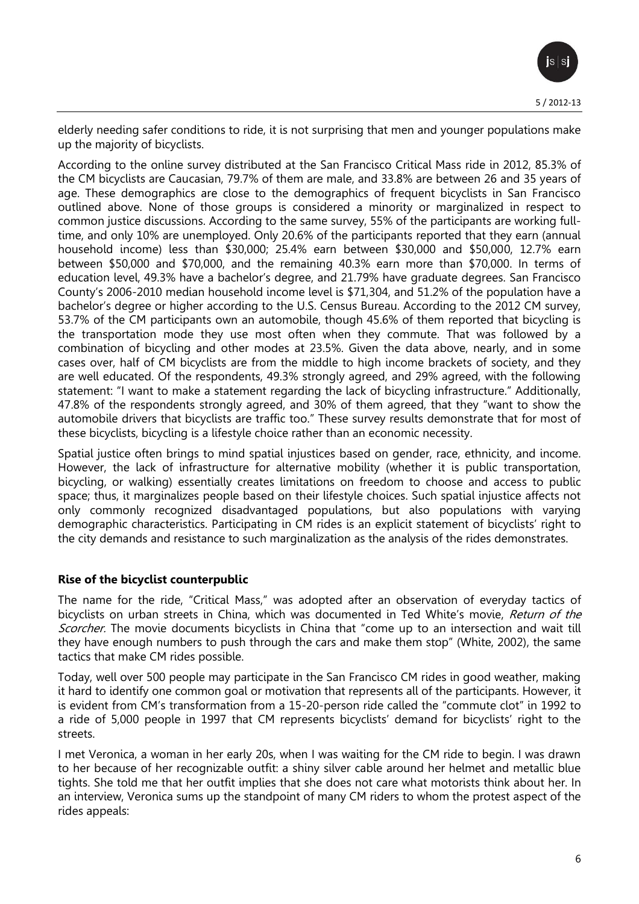elderly needing safer conditions to ride, it is not surprising that men and younger populations make up the majority of bicyclists.

According to the online survey distributed at the San Francisco Critical Mass ride in 2012, 85.3% of the CM bicyclists are Caucasian, 79.7% of them are male, and 33.8% are between 26 and 35 years of age. These demographics are close to the demographics of frequent bicyclists in San Francisco outlined above. None of those groups is considered a minority or marginalized in respect to common justice discussions. According to the same survey, 55% of the participants are working full-time, and only 10% are unemployed. Only 20.6% of the participants reported that they earn (annual household income) less than \$30,000; 25.4% earn between \$30,000 and \$50,000, 12.7% earn between \$50,000 and \$70,000, and the remaining 40.3% earn more than \$70,000. In terms of education level, 49.3% have a bachelor's degree, and 21.79% have graduate degrees. San Francisco County's 2006-2010 median household income level is \$71,304, and 51.2% of the population have a bachelor's degree or higher according to the U.S. Census Bureau. According to the 2012 CM survey, 53.7% of the CM participants own an automobile, though 45.6% of them reported that bicycling is the transportation mode they use most often when they commute. That was followed by a combination of bicycling and other modes at 23.5%. Given the data above, nearly, and in some cases over, half of CM bicyclists are from the middle to high income brackets of society, and they are well educated. Of the respondents, 49.3% strongly agreed, and 29% agreed, with the following statement: "I want to make a statement regarding the lack of bicycling infrastructure." Additionally, 47.8% of the respondents strongly agreed, and 30% of them agreed, that they "want to show the automobile drivers that bicyclists are traffic too." These survey results demonstrate that for most of these bicyclists, bicycling is a lifestyle choice rather than an economic necessity.

Spatial justice often brings to mind spatial injustices based on gender, race, ethnicity, and income. However, the lack of infrastructure for alternative mobility (whether it is public transportation, bicycling, or walking) essentially creates limitations on freedom to choose and access to public space; thus, it marginalizes people based on their lifestyle choices. Such spatial injustice affects not only commonly recognized disadvantaged populations, but also populations with varying demographic characteristics. Participating in CM rides is an explicit statement of bicyclists' right to the city demands and resistance to such marginalization as the analysis of the rides demonstrates.

**Rise of the bicyclist counterpublic**

The name for the ride, "Critical Mass," was adopted after an observation of everyday tactics of bicyclists on urban streets in China, which was documented in Ted White's movie, *Return of the Scorcher*. The movie documents bicyclists in China that "come up to an intersection and wait till they have enough numbers to push through the cars and make them stop" (White, 2002), the same tactics that make CM rides possible.

Today, well over 500 people may participate in the San Francisco CM rides in good weather, making it hard to identify one common goal or motivation that represents all of the participants. However, it is evident from CM's transformation from a 15-20-person ride called the "commute clot" in 1992 to a ride of 5,000 people in 1997 that CM represents bicyclists' demand for bicyclists' right to the streets.

I met Veronica, a woman in her early 20s, when I was waiting for the CM ride to begin. I was drawn to her because of her recognizable outfit: a shiny silver cable around her helmet and metallic blue tights. She told me that her outfit implies that she does not care what motorists think about her. In an interview, Veronica sums up the standpoint of many CM riders to whom the protest aspect of the rides appeals: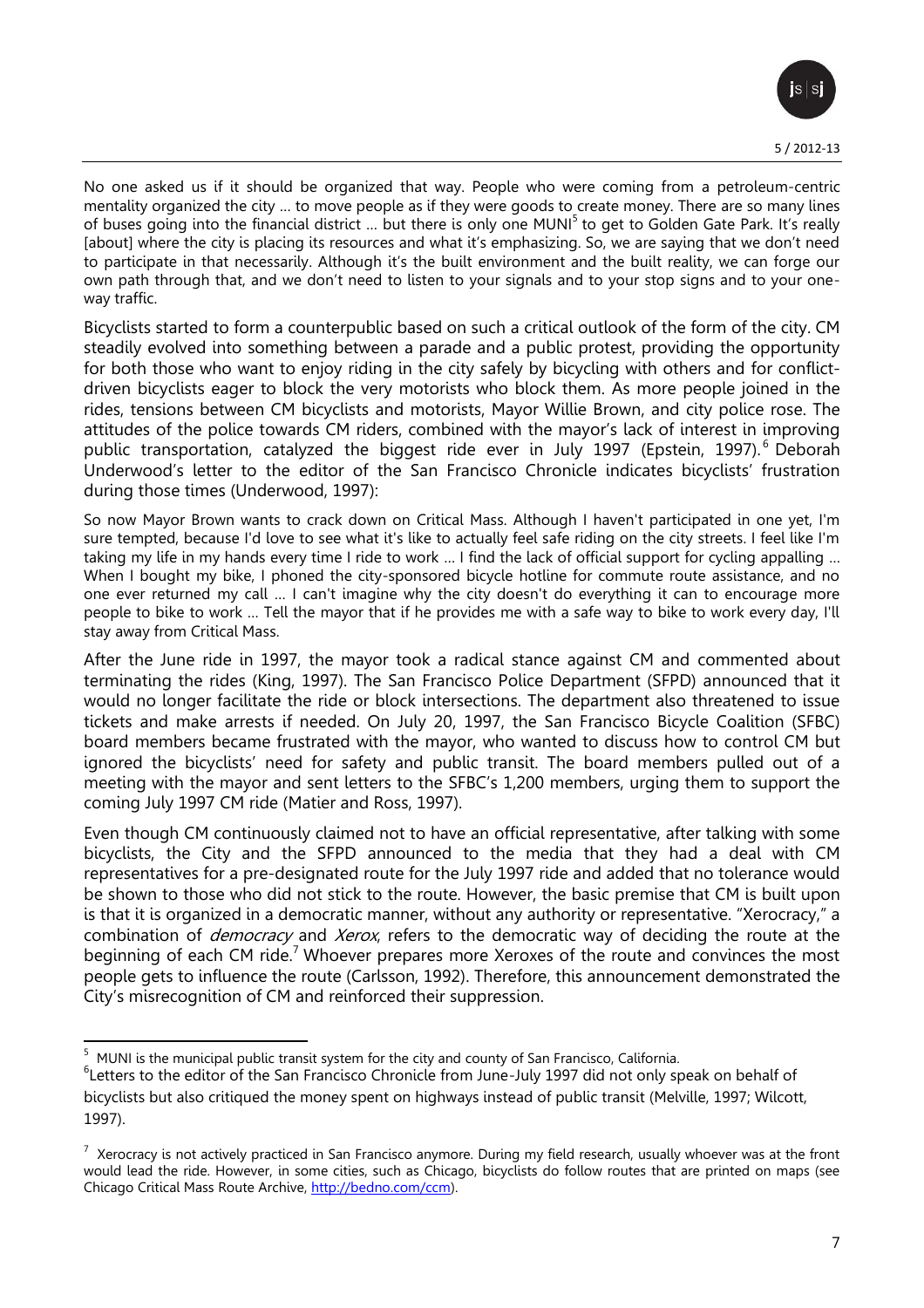No one asked us if it should be organized that way. People who were coming from a petroleum-centric mentality organized the city … to move people as if they were goods to create money. There are so many lines of buses going into the financial district … but there is only one MUNI[5] to get to Golden Gate Park. It's really [about] where the city is placing its resources and what it's emphasizing. So, we are saying that we don't need to participate in that necessarily. Although it's the built environment and the built reality, we can forge our own path through that, and we don't need to listen to your signals and to your stop signs and to your one-way traffic.

Bicyclists started to form a counterpublic based on such a critical outlook of the form of the city. CM steadily evolved into something between a parade and a public protest, providing the opportunity for both those who want to enjoy riding in the city safely by bicycling with others and for conflict-driven bicyclists eager to block the very motorists who block them. As more people joined in the rides, tensions between CM bicyclists and motorists, Mayor Willie Brown, and city police rose. The attitudes of the police towards CM riders, combined with the mayor's lack of interest in improving public transportation, catalyzed the biggest ride ever in July 1997 (Epstein, 1997).[6] Deborah Underwood's letter to the editor of the San Francisco Chronicle indicates bicyclists' frustration during those times (Underwood, 1997):

So now Mayor Brown wants to crack down on Critical Mass. Although I haven't participated in one yet, I'm sure tempted, because I'd love to see what it's like to actually feel safe riding on the city streets. I feel like I'm taking my life in my hands every time I ride to work … I find the lack of official support for cycling appalling … When I bought my bike, I phoned the city-sponsored bicycle hotline for commute route assistance, and no one ever returned my call … I can't imagine why the city doesn't do everything it can to encourage more people to bike to work … Tell the mayor that if he provides me with a safe way to bike to work every day, I'll stay away from Critical Mass.

After the June ride in 1997, the mayor took a radical stance against CM and commented about terminating the rides (King, 1997). The San Francisco Police Department (SFPD) announced that it would no longer facilitate the ride or block intersections. The department also threatened to issue tickets and make arrests if needed. On July 20, 1997, the San Francisco Bicycle Coalition (SFBC) board members became frustrated with the mayor, who wanted to discuss how to control CM but ignored the bicyclists' need for safety and public transit. The board members pulled out of a meeting with the mayor and sent letters to the SFBC's 1,200 members, urging them to support the coming July 1997 CM ride (Matier and Ross, 1997).

Even though CM continuously claimed not to have an official representative, after talking with some bicyclists, the City and the SFPD announced to the media that they had a deal with CM representatives for a pre-designated route for the July 1997 ride and added that no tolerance would be shown to those who did not stick to the route. However, the basic premise that CM is built upon is that it is organized in a democratic manner, without any authority or representative. "Xerocracy," a combination of *democracy* and *Xerox*, refers to the democratic way of deciding the route at the beginning of each CM ride.[7] Whoever prepares more Xeroxes of the route and convinces the most people gets to influence the route (Carlsson, 1992). Therefore, this announcement demonstrated the City's misrecognition of CM and reinforced their suppression.

---

[5] MUNI is the municipal public transit system for the city and county of San Francisco, California.

[6] Letters to the editor of the San Francisco Chronicle from June-July 1997 did not only speak on behalf of bicyclists but also critiqued the money spent on highways instead of public transit (Melville, 1997; Wilcott, 1997).

[7] Xerocracy is not actively practiced in San Francisco anymore. During my field research, usually whoever was at the front would lead the ride. However, in some cities, such as Chicago, bicyclists do follow routes that are printed on maps (see Chicago Critical Mass Route Archive, http://bedno.com/ccm).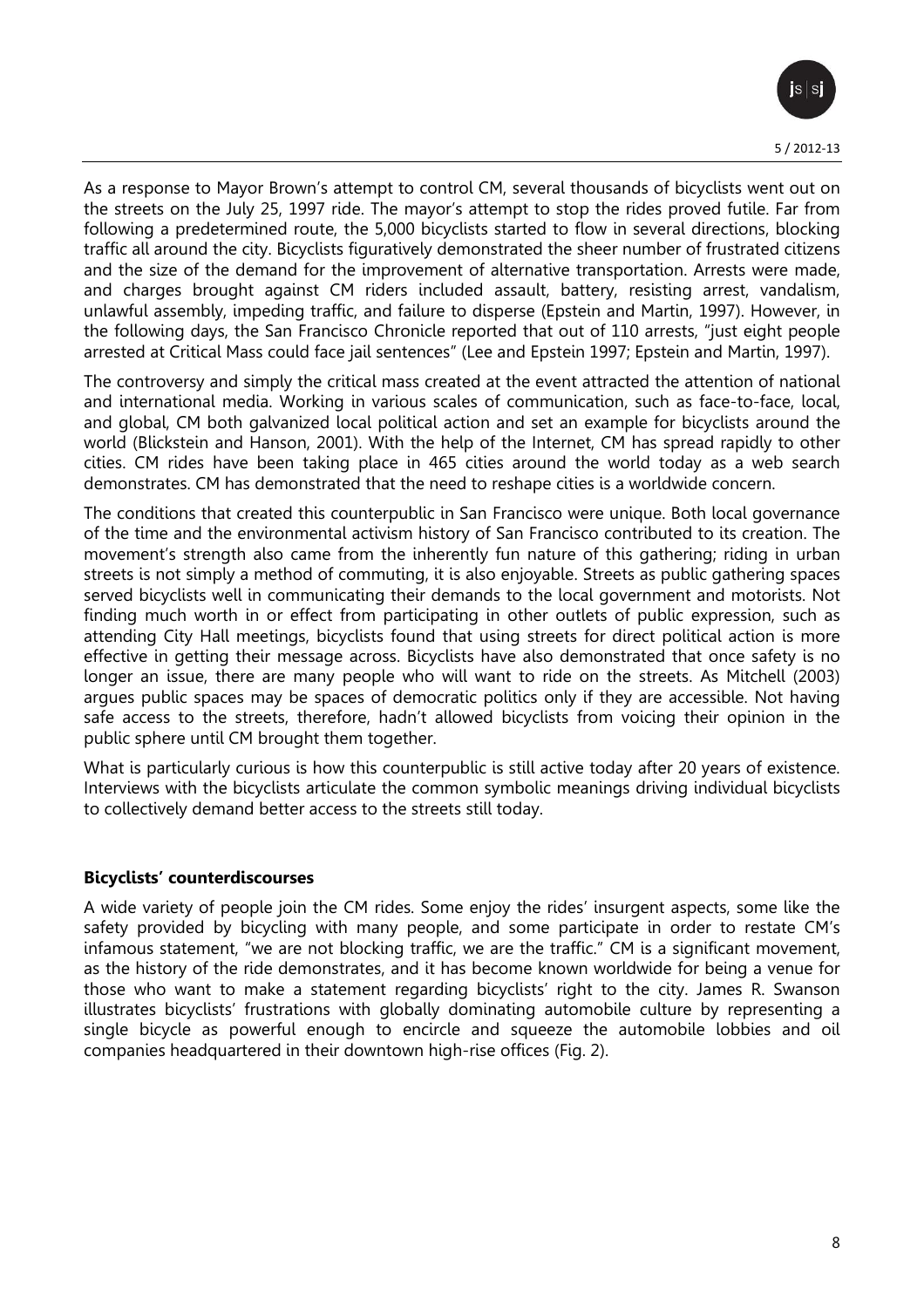As a response to Mayor Brown's attempt to control CM, several thousands of bicyclists went out on the streets on the July 25, 1997 ride. The mayor's attempt to stop the rides proved futile. Far from following a predetermined route, the 5,000 bicyclists started to flow in several directions, blocking traffic all around the city. Bicyclists figuratively demonstrated the sheer number of frustrated citizens and the size of the demand for the improvement of alternative transportation. Arrests were made, and charges brought against CM riders included assault, battery, resisting arrest, vandalism, unlawful assembly, impeding traffic, and failure to disperse (Epstein and Martin, 1997). However, in the following days, the San Francisco Chronicle reported that out of 110 arrests, "just eight people arrested at Critical Mass could face jail sentences" (Lee and Epstein 1997; Epstein and Martin, 1997).

The controversy and simply the critical mass created at the event attracted the attention of national and international media. Working in various scales of communication, such as face-to-face, local, and global, CM both galvanized local political action and set an example for bicyclists around the world (Blickstein and Hanson, 2001). With the help of the Internet, CM has spread rapidly to other cities. CM rides have been taking place in 465 cities around the world today as a web search demonstrates. CM has demonstrated that the need to reshape cities is a worldwide concern.

The conditions that created this counterpublic in San Francisco were unique. Both local governance of the time and the environmental activism history of San Francisco contributed to its creation. The movement's strength also came from the inherently fun nature of this gathering; riding in urban streets is not simply a method of commuting, it is also enjoyable. Streets as public gathering spaces served bicyclists well in communicating their demands to the local government and motorists. Not finding much worth in or effect from participating in other outlets of public expression, such as attending City Hall meetings, bicyclists found that using streets for direct political action is more effective in getting their message across. Bicyclists have also demonstrated that once safety is no longer an issue, there are many people who will want to ride on the streets. As Mitchell (2003) argues public spaces may be spaces of democratic politics only if they are accessible. Not having safe access to the streets, therefore, hadn't allowed bicyclists from voicing their opinion in the public sphere until CM brought them together.

What is particularly curious is how this counterpublic is still active today after 20 years of existence. Interviews with the bicyclists articulate the common symbolic meanings driving individual bicyclists to collectively demand better access to the streets still today.

### Bicyclists' counterdiscourses

A wide variety of people join the CM rides. Some enjoy the rides' insurgent aspects, some like the safety provided by bicycling with many people, and some participate in order to restate CM's infamous statement, "we are not blocking traffic, we are the traffic." CM is a significant movement, as the history of the ride demonstrates, and it has become known worldwide for being a venue for those who want to make a statement regarding bicyclists' right to the city. James R. Swanson illustrates bicyclists' frustrations with globally dominating automobile culture by representing a single bicycle as powerful enough to encircle and squeeze the automobile lobbies and oil companies headquartered in their downtown high-rise offices (Fig. 2).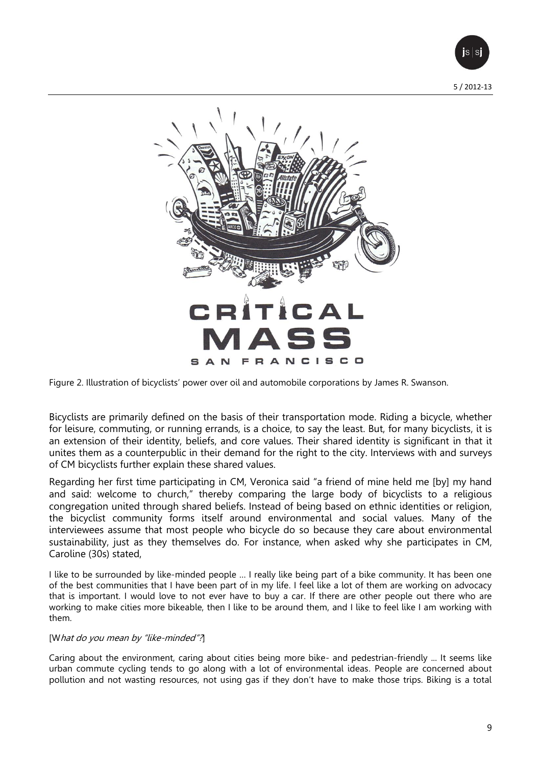Figure 2. Illustration of bicyclists' power over oil and automobile corporations by James R. Swanson.

Bicyclists are primarily defined on the basis of their transportation mode. Riding a bicycle, whether for leisure, commuting, or running errands, is a choice, to say the least. But, for many bicyclists, it is an extension of their identity, beliefs, and core values. Their shared identity is significant in that it unites them as a counterpublic in their demand for the right to the city. Interviews with and surveys of CM bicyclists further explain these shared values.

Regarding her first time participating in CM, Veronica said "a friend of mine held me [by] my hand and said: welcome to church," thereby comparing the large body of bicyclists to a religious congregation united through shared beliefs. Instead of being based on ethnic identities or religion, the bicyclist community forms itself around environmental and social values. Many of the interviewees assume that most people who bicycle do so because they care about environmental sustainability, just as they themselves do. For instance, when asked why she participates in CM, Caroline (30s) stated,

> I like to be surrounded by like-minded people ... I really like being part of a bike community. It has been one of the best communities that I have been part of in my life. I feel like a lot of them are working on advocacy that is important. I would love to not ever have to buy a car. If there are other people out there who are working to make cities more bikeable, then I like to be around them, and I like to feel like I am working with them.
>
> [*What do you mean by "like-minded"?*]
>
> Caring about the environment, caring about cities being more bike- and pedestrian-friendly ... It seems like urban commute cycling tends to go along with a lot of environmental ideas. People are concerned about pollution and not wasting resources, not using gas if they don't have to make those trips. Biking is a total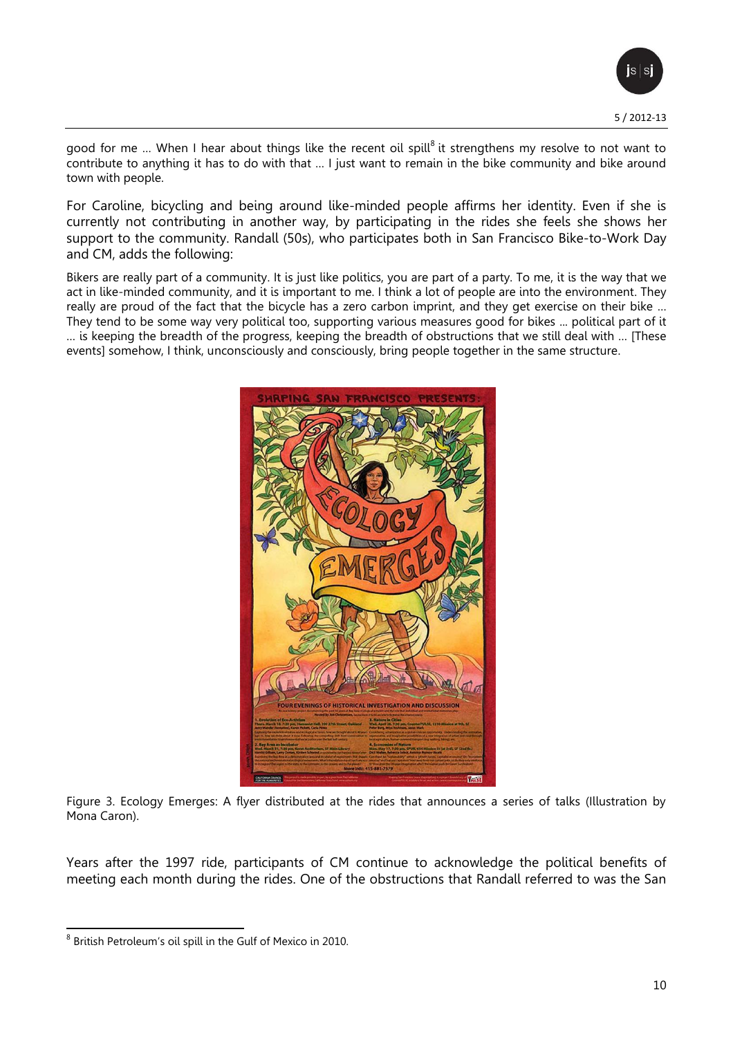good for me … When I hear about things like the recent oil spill[8] it strengthens my resolve to not want to contribute to anything it has to do with that … I just want to remain in the bike community and bike around town with people.

For Caroline, bicycling and being around like-minded people affirms her identity. Even if she is currently not contributing in another way, by participating in the rides she feels she shows her support to the community. Randall (50s), who participates both in San Francisco Bike-to-Work Day and CM, adds the following:

> Bikers are really part of a community. It is just like politics, you are part of a party. To me, it is the way that we act in like-minded community, and it is important to me. I think a lot of people are into the environment. They really are proud of the fact that the bicycle has a zero carbon imprint, and they get exercise on their bike … They tend to be some way very political too, supporting various measures good for bikes … political part of it … is keeping the breadth of the progress, keeping the breadth of obstructions that we still deal with … [These events] somehow, I think, unconsciously and consciously, bring people together in the same structure.

Figure 3. Ecology Emerges: A flyer distributed at the rides that announces a series of talks (Illustration by Mona Caron).

Years after the 1997 ride, participants of CM continue to acknowledge the political benefits of meeting each month during the rides. One of the obstructions that Randall referred to was the San

---

[8] British Petroleum's oil spill in the Gulf of Mexico in 2010.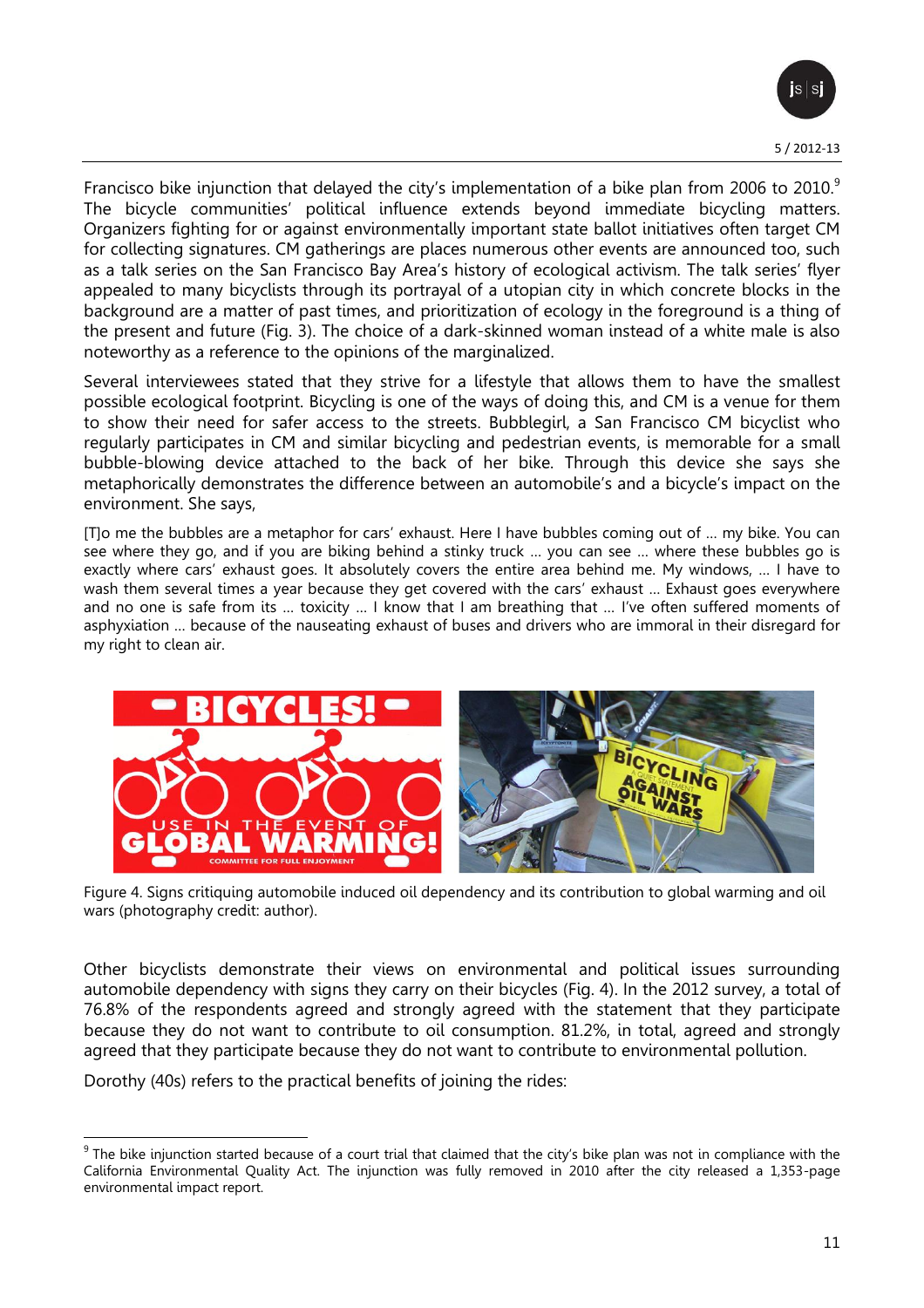Francisco bike injunction that delayed the city's implementation of a bike plan from 2006 to 2010.[9] The bicycle communities' political influence extends beyond immediate bicycling matters. Organizers fighting for or against environmentally important state ballot initiatives often target CM for collecting signatures. CM gatherings are places numerous other events are announced too, such as a talk series on the San Francisco Bay Area's history of ecological activism. The talk series' flyer appealed to many bicyclists through its portrayal of a utopian city in which concrete blocks in the background are a matter of past times, and prioritization of ecology in the foreground is a thing of the present and future (Fig. 3). The choice of a dark-skinned woman instead of a white male is also noteworthy as a reference to the opinions of the marginalized.

Several interviewees stated that they strive for a lifestyle that allows them to have the smallest possible ecological footprint. Bicycling is one of the ways of doing this, and CM is a venue for them to show their need for safer access to the streets. Bubblegirl, a San Francisco CM bicyclist who regularly participates in CM and similar bicycling and pedestrian events, is memorable for a small bubble-blowing device attached to the back of her bike. Through this device she says she metaphorically demonstrates the difference between an automobile's and a bicycle's impact on the environment. She says,

> [T]o me the bubbles are a metaphor for cars' exhaust. Here I have bubbles coming out of … my bike. You can see where they go, and if you are biking behind a stinky truck … you can see … where these bubbles go is exactly where cars' exhaust goes. It absolutely covers the entire area behind me. My windows, … I have to wash them several times a year because they get covered with the cars' exhaust … Exhaust goes everywhere and no one is safe from its … toxicity … I know that I am breathing that … I've often suffered moments of asphyxiation … because of the nauseating exhaust of buses and drivers who are immoral in their disregard for my right to clean air.

Figure 4. Signs critiquing automobile induced oil dependency and its contribution to global warming and oil wars (photography credit: author).

Other bicyclists demonstrate their views on environmental and political issues surrounding automobile dependency with signs they carry on their bicycles (Fig. 4). In the 2012 survey, a total of 76.8% of the respondents agreed and strongly agreed with the statement that they participate because they do not want to contribute to oil consumption. 81.2%, in total, agreed and strongly agreed that they participate because they do not want to contribute to environmental pollution.

Dorothy (40s) refers to the practical benefits of joining the rides:

---

[9] The bike injunction started because of a court trial that claimed that the city's bike plan was not in compliance with the California Environmental Quality Act. The injunction was fully removed in 2010 after the city released a 1,353-page environmental impact report.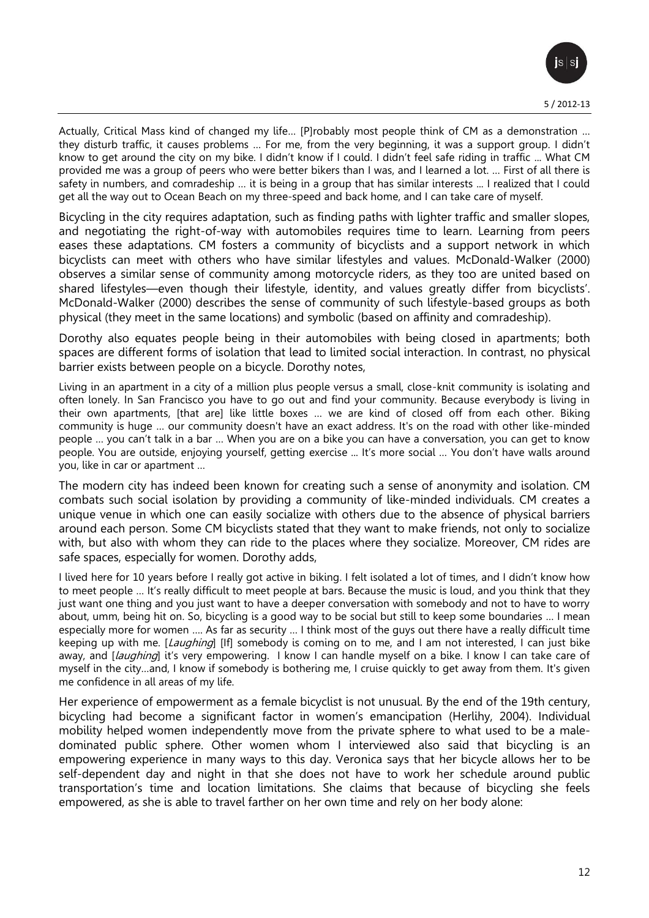> Actually, Critical Mass kind of changed my life… [P]robably most people think of CM as a demonstration … they disturb traffic, it causes problems … For me, from the very beginning, it was a support group. I didn't know to get around the city on my bike. I didn't know if I could. I didn't feel safe riding in traffic ... What CM provided me was a group of peers who were better bikers than I was, and I learned a lot. … First of all there is safety in numbers, and comradeship … it is being in a group that has similar interests ... I realized that I could get all the way out to Ocean Beach on my three-speed and back home, and I can take care of myself.

Bicycling in the city requires adaptation, such as finding paths with lighter traffic and smaller slopes, and negotiating the right-of-way with automobiles requires time to learn. Learning from peers eases these adaptations. CM fosters a community of bicyclists and a support network in which bicyclists can meet with others who have similar lifestyles and values. McDonald-Walker (2000) observes a similar sense of community among motorcycle riders, as they too are united based on shared lifestyles—even though their lifestyle, identity, and values greatly differ from bicyclists'. McDonald-Walker (2000) describes the sense of community of such lifestyle-based groups as both physical (they meet in the same locations) and symbolic (based on affinity and comradeship).

Dorothy also equates people being in their automobiles with being closed in apartments; both spaces are different forms of isolation that lead to limited social interaction. In contrast, no physical barrier exists between people on a bicycle. Dorothy notes,

> Living in an apartment in a city of a million plus people versus a small, close-knit community is isolating and often lonely. In San Francisco you have to go out and find your community. Because everybody is living in their own apartments, [that are] like little boxes … we are kind of closed off from each other. Biking community is huge … our community doesn't have an exact address. It's on the road with other like-minded people … you can't talk in a bar … When you are on a bike you can have a conversation, you can get to know people. You are outside, enjoying yourself, getting exercise ... It's more social … You don't have walls around you, like in car or apartment …

The modern city has indeed been known for creating such a sense of anonymity and isolation. CM combats such social isolation by providing a community of like-minded individuals. CM creates a unique venue in which one can easily socialize with others due to the absence of physical barriers around each person. Some CM bicyclists stated that they want to make friends, not only to socialize with, but also with whom they can ride to the places where they socialize. Moreover, CM rides are safe spaces, especially for women. Dorothy adds,

> I lived here for 10 years before I really got active in biking. I felt isolated a lot of times, and I didn't know how to meet people … It's really difficult to meet people at bars. Because the music is loud, and you think that they just want one thing and you just want to have a deeper conversation with somebody and not to have to worry about, umm, being hit on. So, bicycling is a good way to be social but still to keep some boundaries … I mean especially more for women …. As far as security … I think most of the guys out there have a really difficult time keeping up with me. [*Laughing*] [If] somebody is coming on to me, and I am not interested, I can just bike away, and [*laughing*] it's very empowering. I know I can handle myself on a bike. I know I can take care of myself in the city…and, I know if somebody is bothering me, I cruise quickly to get away from them. It's given me confidence in all areas of my life.

Her experience of empowerment as a female bicyclist is not unusual. By the end of the 19th century, bicycling had become a significant factor in women's emancipation (Herlihy, 2004). Individual mobility helped women independently move from the private sphere to what used to be a male-dominated public sphere. Other women whom I interviewed also said that bicycling is an empowering experience in many ways to this day. Veronica says that her bicycle allows her to be self-dependent day and night in that she does not have to work her schedule around public transportation's time and location limitations. She claims that because of bicycling she feels empowered, as she is able to travel farther on her own time and rely on her body alone: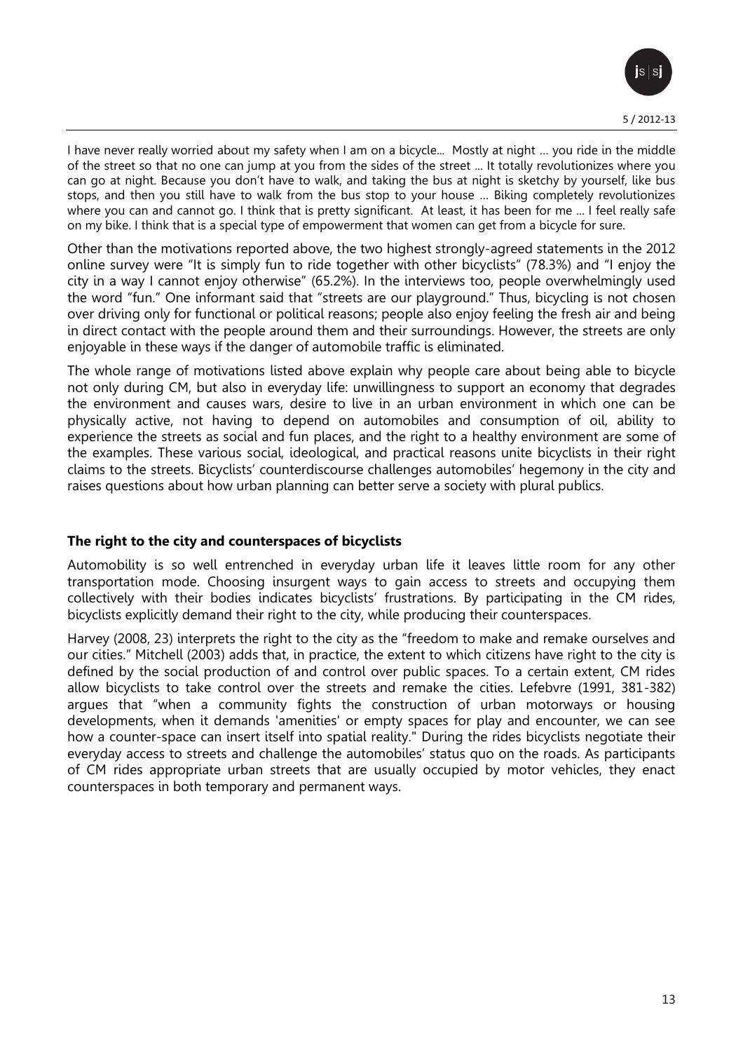> I have never really worried about my safety when I am on a bicycle... Mostly at night … you ride in the middle of the street so that no one can jump at you from the sides of the street ... It totally revolutionizes where you can go at night. Because you don't have to walk, and taking the bus at night is sketchy by yourself, like bus stops, and then you still have to walk from the bus stop to your house … Biking completely revolutionizes where you can and cannot go. I think that is pretty significant. At least, it has been for me ... I feel really safe on my bike. I think that is a special type of empowerment that women can get from a bicycle for sure.

Other than the motivations reported above, the two highest strongly-agreed statements in the 2012 online survey were "It is simply fun to ride together with other bicyclists" (78.3%) and "I enjoy the city in a way I cannot enjoy otherwise" (65.2%). In the interviews too, people overwhelmingly used the word "fun." One informant said that "streets are our playground." Thus, bicycling is not chosen over driving only for functional or political reasons; people also enjoy feeling the fresh air and being in direct contact with the people around them and their surroundings. However, the streets are only enjoyable in these ways if the danger of automobile traffic is eliminated.

The whole range of motivations listed above explain why people care about being able to bicycle not only during CM, but also in everyday life: unwillingness to support an economy that degrades the environment and causes wars, desire to live in an urban environment in which one can be physically active, not having to depend on automobiles and consumption of oil, ability to experience the streets as social and fun places, and the right to a healthy environment are some of the examples. These various social, ideological, and practical reasons unite bicyclists in their right claims to the streets. Bicyclists' counterdiscourse challenges automobiles' hegemony in the city and raises questions about how urban planning can better serve a society with plural publics.

### The right to the city and counterspaces of bicyclists

Automobility is so well entrenched in everyday urban life it leaves little room for any other transportation mode. Choosing insurgent ways to gain access to streets and occupying them collectively with their bodies indicates bicyclists' frustrations. By participating in the CM rides, bicyclists explicitly demand their right to the city, while producing their counterspaces.

Harvey (2008, 23) interprets the right to the city as the "freedom to make and remake ourselves and our cities." Mitchell (2003) adds that, in practice, the extent to which citizens have right to the city is defined by the social production of and control over public spaces. To a certain extent, CM rides allow bicyclists to take control over the streets and remake the cities. Lefebvre (1991, 381-382) argues that "when a community fights the construction of urban motorways or housing developments, when it demands 'amenities' or empty spaces for play and encounter, we can see how a counter-space can insert itself into spatial reality." During the rides bicyclists negotiate their everyday access to streets and challenge the automobiles' status quo on the roads. As participants of CM rides appropriate urban streets that are usually occupied by motor vehicles, they enact counterspaces in both temporary and permanent ways.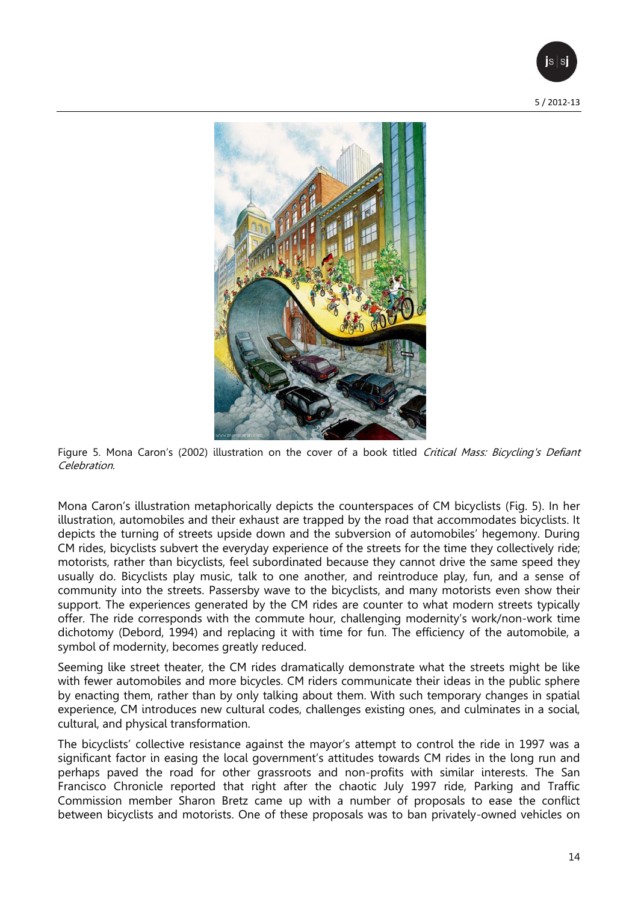Figure 5. Mona Caron's (2002) illustration on the cover of a book titled *Critical Mass: Bicycling's Defiant Celebration*.

Mona Caron's illustration metaphorically depicts the counterspaces of CM bicyclists (Fig. 5). In her illustration, automobiles and their exhaust are trapped by the road that accommodates bicyclists. It depicts the turning of streets upside down and the subversion of automobiles' hegemony. During CM rides, bicyclists subvert the everyday experience of the streets for the time they collectively ride; motorists, rather than bicyclists, feel subordinated because they cannot drive the same speed they usually do. Bicyclists play music, talk to one another, and reintroduce play, fun, and a sense of community into the streets. Passersby wave to the bicyclists, and many motorists even show their support. The experiences generated by the CM rides are counter to what modern streets typically offer. The ride corresponds with the commute hour, challenging modernity's work/non-work time dichotomy (Debord, 1994) and replacing it with time for fun. The efficiency of the automobile, a symbol of modernity, becomes greatly reduced.

Seeming like street theater, the CM rides dramatically demonstrate what the streets might be like with fewer automobiles and more bicycles. CM riders communicate their ideas in the public sphere by enacting them, rather than by only talking about them. With such temporary changes in spatial experience, CM introduces new cultural codes, challenges existing ones, and culminates in a social, cultural, and physical transformation.

The bicyclists' collective resistance against the mayor's attempt to control the ride in 1997 was a significant factor in easing the local government's attitudes towards CM rides in the long run and perhaps paved the road for other grassroots and non-profits with similar interests. The San Francisco Chronicle reported that right after the chaotic July 1997 ride, Parking and Traffic Commission member Sharon Bretz came up with a number of proposals to ease the conflict between bicyclists and motorists. One of these proposals was to ban privately-owned vehicles on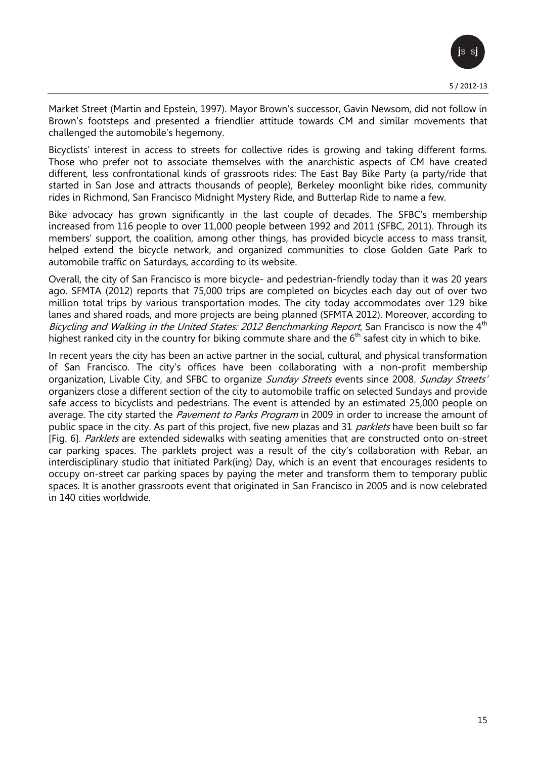Market Street (Martin and Epstein, 1997). Mayor Brown's successor, Gavin Newsom, did not follow in Brown's footsteps and presented a friendlier attitude towards CM and similar movements that challenged the automobile's hegemony.

Bicyclists' interest in access to streets for collective rides is growing and taking different forms. Those who prefer not to associate themselves with the anarchistic aspects of CM have created different, less confrontational kinds of grassroots rides: The East Bay Bike Party (a party/ride that started in San Jose and attracts thousands of people), Berkeley moonlight bike rides, community rides in Richmond, San Francisco Midnight Mystery Ride, and Butterlap Ride to name a few.

Bike advocacy has grown significantly in the last couple of decades. The SFBC's membership increased from 116 people to over 11,000 people between 1992 and 2011 (SFBC, 2011). Through its members' support, the coalition, among other things, has provided bicycle access to mass transit, helped extend the bicycle network, and organized communities to close Golden Gate Park to automobile traffic on Saturdays, according to its website.

Overall, the city of San Francisco is more bicycle- and pedestrian-friendly today than it was 20 years ago. SFMTA (2012) reports that 75,000 trips are completed on bicycles each day out of over two million total trips by various transportation modes. The city today accommodates over 129 bike lanes and shared roads, and more projects are being planned (SFMTA 2012). Moreover, according to *Bicycling and Walking in the United States: 2012 Benchmarking Report*, San Francisco is now the 4th highest ranked city in the country for biking commute share and the 6th safest city in which to bike.

In recent years the city has been an active partner in the social, cultural, and physical transformation of San Francisco. The city's offices have been collaborating with a non-profit membership organization, Livable City, and SFBC to organize *Sunday Streets* events since 2008. *Sunday Streets'* organizers close a different section of the city to automobile traffic on selected Sundays and provide safe access to bicyclists and pedestrians. The event is attended by an estimated 25,000 people on average. The city started the *Pavement to Parks Program* in 2009 in order to increase the amount of public space in the city. As part of this project, five new plazas and 31 *parklets* have been built so far [Fig. 6]. *Parklets* are extended sidewalks with seating amenities that are constructed onto on-street car parking spaces. The parklets project was a result of the city's collaboration with Rebar, an interdisciplinary studio that initiated Park(ing) Day, which is an event that encourages residents to occupy on-street car parking spaces by paying the meter and transform them to temporary public spaces. It is another grassroots event that originated in San Francisco in 2005 and is now celebrated in 140 cities worldwide.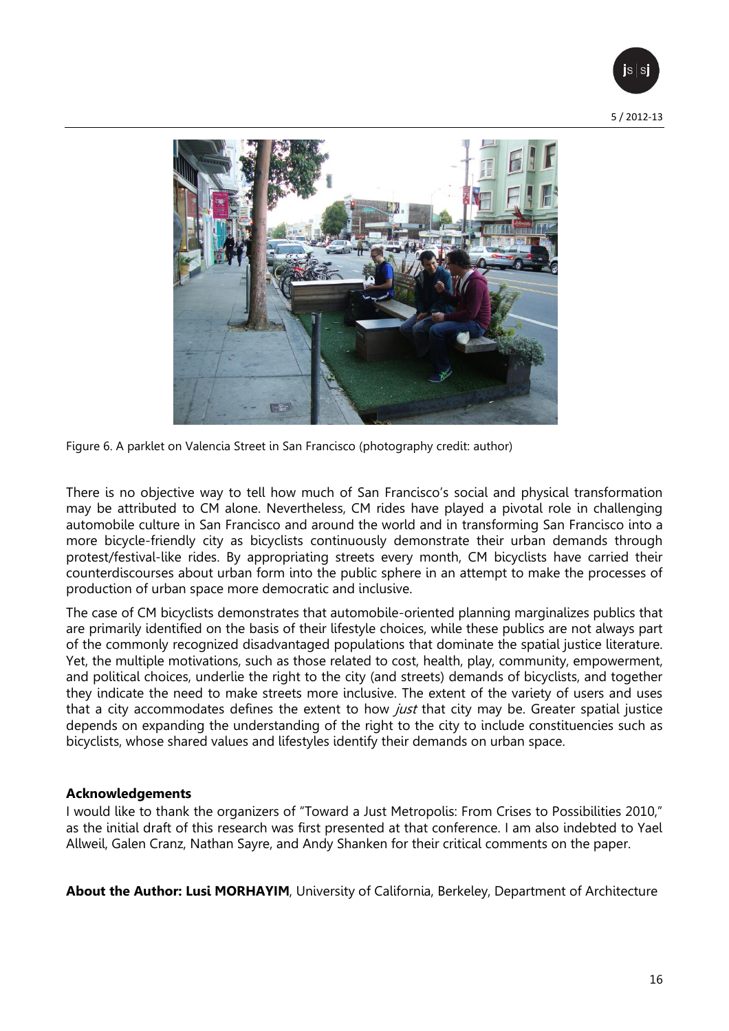Figure 6. A parklet on Valencia Street in San Francisco (photography credit: author)

There is no objective way to tell how much of San Francisco's social and physical transformation may be attributed to CM alone. Nevertheless, CM rides have played a pivotal role in challenging automobile culture in San Francisco and around the world and in transforming San Francisco into a more bicycle-friendly city as bicyclists continuously demonstrate their urban demands through protest/festival-like rides. By appropriating streets every month, CM bicyclists have carried their counterdiscourses about urban form into the public sphere in an attempt to make the processes of production of urban space more democratic and inclusive.

The case of CM bicyclists demonstrates that automobile-oriented planning marginalizes publics that are primarily identified on the basis of their lifestyle choices, while these publics are not always part of the commonly recognized disadvantaged populations that dominate the spatial justice literature. Yet, the multiple motivations, such as those related to cost, health, play, community, empowerment, and political choices, underlie the right to the city (and streets) demands of bicyclists, and together they indicate the need to make streets more inclusive. The extent of the variety of users and uses that a city accommodates defines the extent to how *just* that city may be. Greater spatial justice depends on expanding the understanding of the right to the city to include constituencies such as bicyclists, whose shared values and lifestyles identify their demands on urban space.

**Acknowledgements**

I would like to thank the organizers of "Toward a Just Metropolis: From Crises to Possibilities 2010," as the initial draft of this research was first presented at that conference. I am also indebted to Yael Allweil, Galen Cranz, Nathan Sayre, and Andy Shanken for their critical comments on the paper.

**About the Author: Lusi MORHAYIM**, University of California, Berkeley, Department of Architecture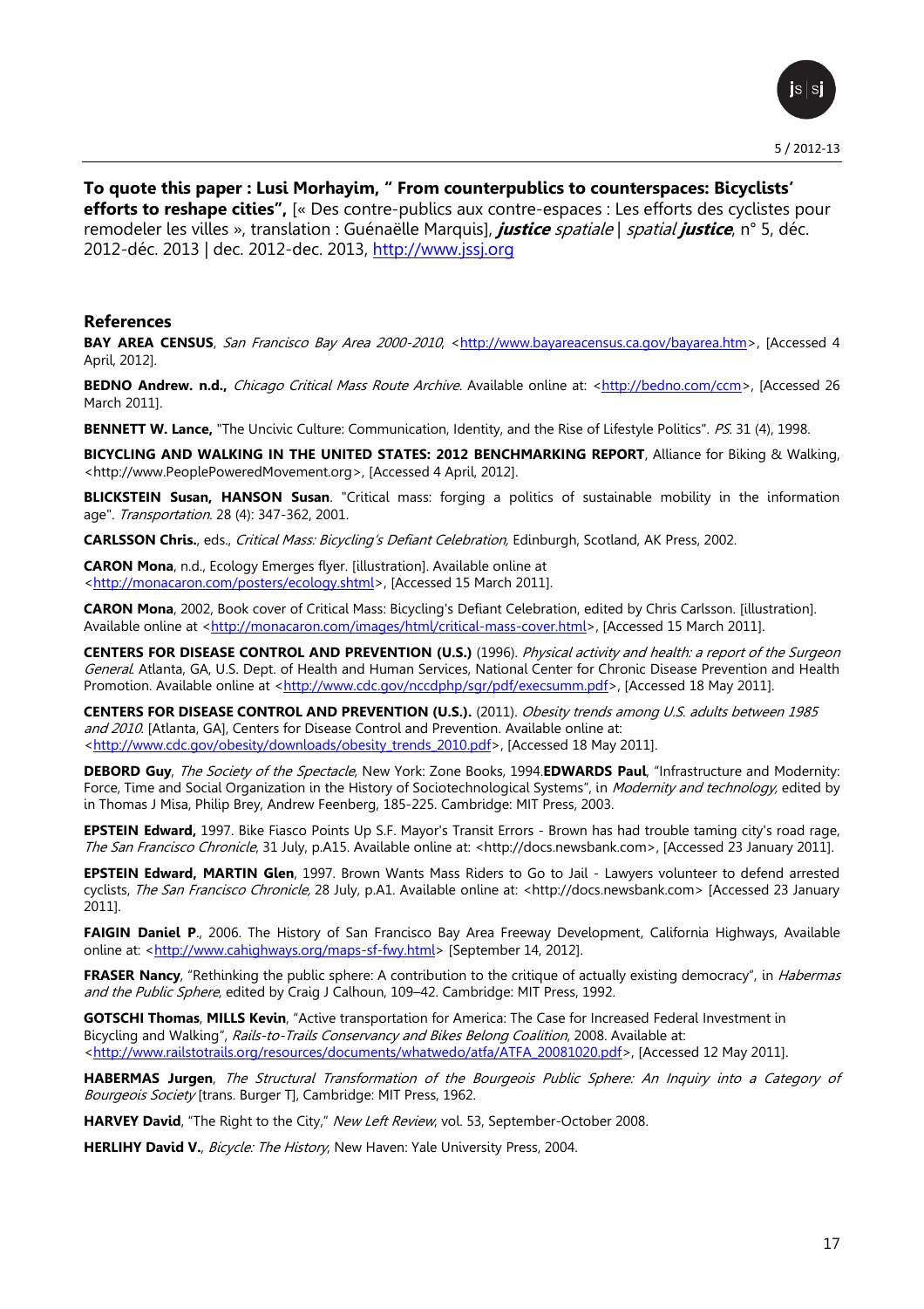**To quote this paper : Lusi Morhayim, " From counterpublics to counterspaces: Bicyclists' efforts to reshape cities",** [« Des contre-publics aux contre-espaces : Les efforts des cyclistes pour remodeler les villes », translation : Guénaëlle Marquis], ***justice** spatiale | spatial **justice***, n° 5, déc. 2012-déc. 2013 | dec. 2012-dec. 2013, http://www.jssj.org

## References

**BAY AREA CENSUS**, *San Francisco Bay Area 2000-2010*, <http://www.bayareacensus.ca.gov/bayarea.htm>, [Accessed 4 April, 2012].

**BEDNO Andrew. n.d.,** *Chicago Critical Mass Route Archive*. Available online at: <http://bedno.com/ccm>, [Accessed 26 March 2011].

**BENNETT W. Lance,** "The Uncivic Culture: Communication, Identity, and the Rise of Lifestyle Politics". *PS*. 31 (4), 1998.

**BICYCLING AND WALKING IN THE UNITED STATES: 2012 BENCHMARKING REPORT**, Alliance for Biking & Walking, <http://www.PeoplePoweredMovement.org>, [Accessed 4 April, 2012].

**BLICKSTEIN Susan, HANSON Susan**. "Critical mass: forging a politics of sustainable mobility in the information age". *Transportation*. 28 (4): 347-362, 2001.

**CARLSSON Chris.**, eds., *Critical Mass: Bicycling's Defiant Celebration,* Edinburgh, Scotland, AK Press, 2002.

**CARON Mona**, n.d., Ecology Emerges flyer. [illustration]. Available online at <http://monacaron.com/posters/ecology.shtml>, [Accessed 15 March 2011].

**CARON Mona**, 2002, Book cover of Critical Mass: Bicycling's Defiant Celebration, edited by Chris Carlsson. [illustration]. Available online at <http://monacaron.com/images/html/critical-mass-cover.html>, [Accessed 15 March 2011].

**CENTERS FOR DISEASE CONTROL AND PREVENTION (U.S.)** (1996). *Physical activity and health: a report of the Surgeon General*. Atlanta, GA, U.S. Dept. of Health and Human Services, National Center for Chronic Disease Prevention and Health Promotion. Available online at <http://www.cdc.gov/nccdphp/sgr/pdf/execsumm.pdf>, [Accessed 18 May 2011].

**CENTERS FOR DISEASE CONTROL AND PREVENTION (U.S.).** (2011). *Obesity trends among U.S. adults between 1985 and 2010*. [Atlanta, GA], Centers for Disease Control and Prevention. Available online at: <http://www.cdc.gov/obesity/downloads/obesity_trends_2010.pdf>, [Accessed 18 May 2011].

**DEBORD Guy**, *The Society of the Spectacle*, New York: Zone Books, 1994.**EDWARDS Paul**, "Infrastructure and Modernity: Force, Time and Social Organization in the History of Sociotechnological Systems", in *Modernity and technology,* edited by in Thomas J Misa, Philip Brey, Andrew Feenberg, 185-225. Cambridge: MIT Press, 2003.

**EPSTEIN Edward,** 1997. Bike Fiasco Points Up S.F. Mayor's Transit Errors - Brown has had trouble taming city's road rage, *The San Francisco Chronicle*, 31 July, p.A15. Available online at: <http://docs.newsbank.com>, [Accessed 23 January 2011].

**EPSTEIN Edward, MARTIN Glen**, 1997. Brown Wants Mass Riders to Go to Jail - Lawyers volunteer to defend arrested cyclists, *The San Francisco Chronicle,* 28 July, p.A1. Available online at: <http://docs.newsbank.com> [Accessed 23 January 2011].

**FAIGIN Daniel P**., 2006. The History of San Francisco Bay Area Freeway Development, California Highways, Available online at: <http://www.cahighways.org/maps-sf-fwy.html> [September 14, 2012].

**FRASER Nancy**, "Rethinking the public sphere: A contribution to the critique of actually existing democracy", in *Habermas and the Public Sphere*, edited by Craig J Calhoun, 109–42. Cambridge: MIT Press, 1992.

**GOTSCHI Thomas**, **MILLS Kevin**, "Active transportation for America: The Case for Increased Federal Investment in Bicycling and Walking", *Rails-to-Trails Conservancy and Bikes Belong Coalition*, 2008. Available at: <http://www.railstotrails.org/resources/documents/whatwedo/atfa/ATFA_20081020.pdf>, [Accessed 12 May 2011].

**HABERMAS Jurgen**, *The Structural Transformation of the Bourgeois Public Sphere: An Inquiry into a Category of Bourgeois Society* [trans. Burger T], Cambridge: MIT Press, 1962.

**HARVEY David**, "The Right to the City," *New Left Review*, vol. 53, September-October 2008.

**HERLIHY David V.**, *Bicycle: The History*, New Haven: Yale University Press, 2004.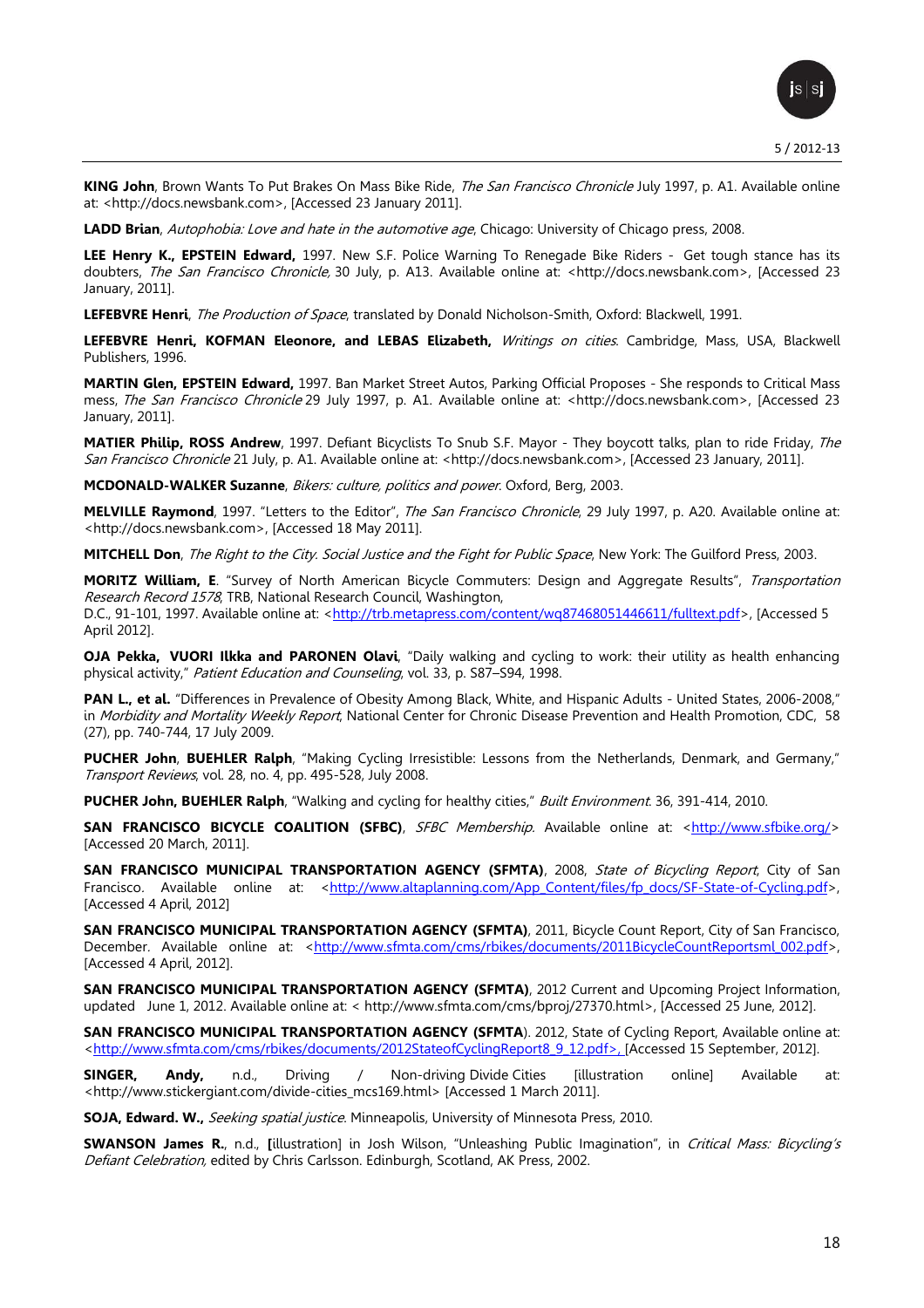**KING John**, Brown Wants To Put Brakes On Mass Bike Ride, *The San Francisco Chronicle* July 1997, p. A1. Available online at: <http://docs.newsbank.com>, [Accessed 23 January 2011].

**LADD Brian**, *Autophobia: Love and hate in the automotive age*, Chicago: University of Chicago press, 2008.

**LEE Henry K., EPSTEIN Edward,** 1997. New S.F. Police Warning To Renegade Bike Riders - Get tough stance has its doubters, *The San Francisco Chronicle,* 30 July, p. A13. Available online at: <http://docs.newsbank.com>, [Accessed 23 January, 2011].

**LEFEBVRE Henri**, *The Production of Space*, translated by Donald Nicholson-Smith, Oxford: Blackwell, 1991.

**LEFEBVRE Henri, KOFMAN Eleonore, and LEBAS Elizabeth,** *Writings on cities*. Cambridge, Mass, USA, Blackwell Publishers, 1996.

**MARTIN Glen, EPSTEIN Edward,** 1997. Ban Market Street Autos, Parking Official Proposes - She responds to Critical Mass mess, *The San Francisco Chronicle* 29 July 1997, p. A1. Available online at: <http://docs.newsbank.com>, [Accessed 23 January, 2011].

**MATIER Philip, ROSS Andrew**, 1997. Defiant Bicyclists To Snub S.F. Mayor - They boycott talks, plan to ride Friday, *The San Francisco Chronicle* 21 July, p. A1. Available online at: <http://docs.newsbank.com>, [Accessed 23 January, 2011].

**MCDONALD-WALKER Suzanne**, *Bikers: culture, politics and power*. Oxford, Berg, 2003.

**MELVILLE Raymond**, 1997. "Letters to the Editor", *The San Francisco Chronicle*, 29 July 1997, p. A20. Available online at: <http://docs.newsbank.com>, [Accessed 18 May 2011].

**MITCHELL Don**, *The Right to the City. Social Justice and the Fight for Public Space*, New York: The Guilford Press, 2003.

**MORITZ William, E**. "Survey of North American Bicycle Commuters: Design and Aggregate Results", *Transportation Research Record 1578*, TRB, National Research Council, Washington, D.C., 91-101, 1997. Available online at: <http://trb.metapress.com/content/wq87468051446611/fulltext.pdf>, [Accessed 5 April 2012].

**OJA Pekka, VUORI Ilkka and PARONEN Olavi**, "Daily walking and cycling to work: their utility as health enhancing physical activity," *Patient Education and Counseling*, vol. 33, p. S87–S94, 1998.

**PAN L., et al.** "Differences in Prevalence of Obesity Among Black, White, and Hispanic Adults - United States, 2006-2008," in *Morbidity and Mortality Weekly Report*, National Center for Chronic Disease Prevention and Health Promotion, CDC, 58 (27), pp. 740-744, 17 July 2009.

**PUCHER John**, **BUEHLER Ralph**, "Making Cycling Irresistible: Lessons from the Netherlands, Denmark, and Germany," *Transport Reviews*, vol. 28, no. 4, pp. 495-528, July 2008.

**PUCHER John, BUEHLER Ralph**, "Walking and cycling for healthy cities," *Built Environment*. 36, 391-414, 2010.

**SAN FRANCISCO BICYCLE COALITION (SFBC)**, *SFBC Membership*. Available online at: <http://www.sfbike.org/> [Accessed 20 March, 2011].

**SAN FRANCISCO MUNICIPAL TRANSPORTATION AGENCY (SFMTA)**, 2008, *State of Bicycling Report*, City of San Francisco. Available online at: <http://www.altaplanning.com/App_Content/files/fp_docs/SF-State-of-Cycling.pdf>, [Accessed 4 April, 2012]

**SAN FRANCISCO MUNICIPAL TRANSPORTATION AGENCY (SFMTA)**, 2011, Bicycle Count Report, City of San Francisco, December. Available online at: <http://www.sfmta.com/cms/rbikes/documents/2011BicycleCountReportsml_002.pdf>, [Accessed 4 April, 2012].

**SAN FRANCISCO MUNICIPAL TRANSPORTATION AGENCY (SFMTA)**, 2012 Current and Upcoming Project Information, updated June 1, 2012. Available online at: < http://www.sfmta.com/cms/bproj/27370.html>, [Accessed 25 June, 2012].

**SAN FRANCISCO MUNICIPAL TRANSPORTATION AGENCY (SFMTA**). 2012, State of Cycling Report, Available online at: <http://www.sfmta.com/cms/rbikes/documents/2012StateofCyclingReport8_9_12.pdf>, [Accessed 15 September, 2012].

**SINGER, Andy,** n.d., Driving / Non-driving Divide Cities [illustration online] Available at: <http://www.stickergiant.com/divide-cities_mcs169.html> [Accessed 1 March 2011].

**SOJA, Edward. W.,** *Seeking spatial justice*. Minneapolis, University of Minnesota Press, 2010.

**SWANSON James R.**, n.d., **[**illustration] in Josh Wilson, "Unleashing Public Imagination", in *Critical Mass: Bicycling's Defiant Celebration,* edited by Chris Carlsson. Edinburgh, Scotland, AK Press, 2002.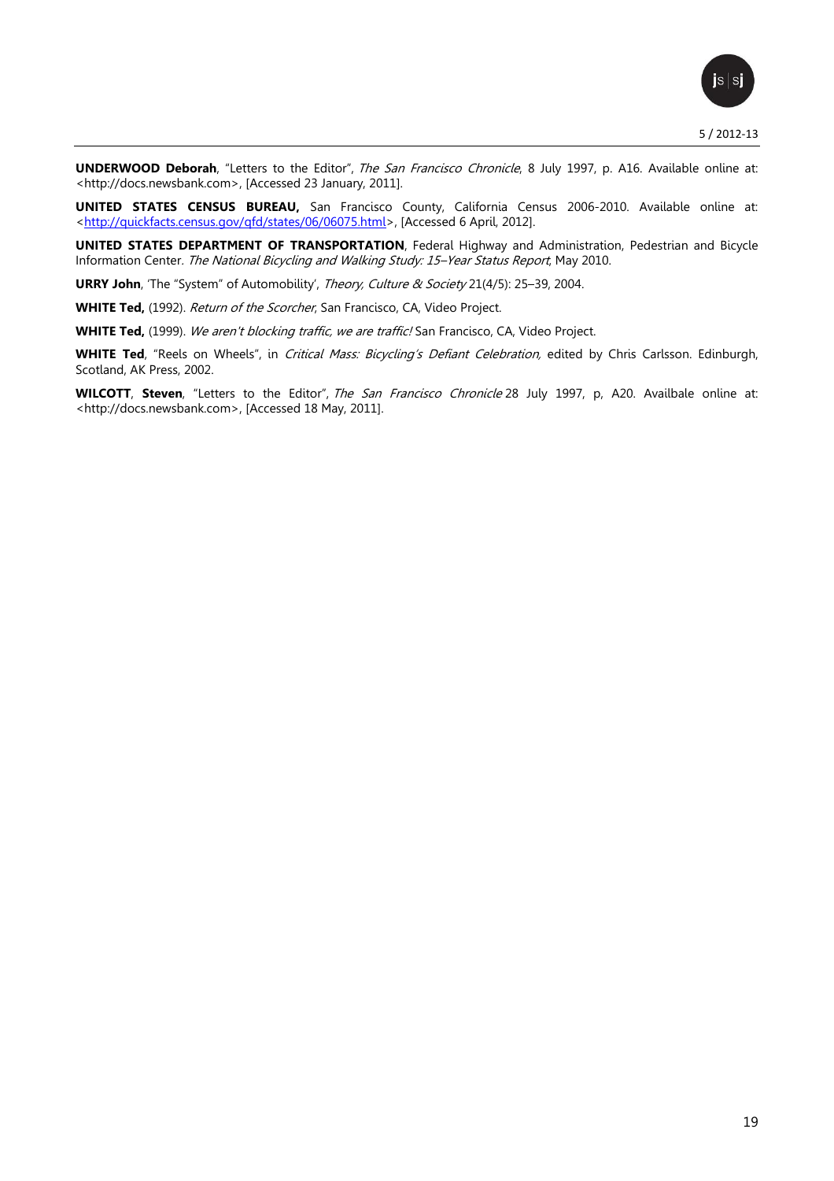**UNDERWOOD Deborah**, "Letters to the Editor", *The San Francisco Chronicle*, 8 July 1997, p. A16. Available online at: <http://docs.newsbank.com>, [Accessed 23 January, 2011].

**UNITED STATES CENSUS BUREAU,** San Francisco County, California Census 2006-2010. Available online at: <http://quickfacts.census.gov/qfd/states/06/06075.html>, [Accessed 6 April, 2012].

**UNITED STATES DEPARTMENT OF TRANSPORTATION**, Federal Highway and Administration, Pedestrian and Bicycle Information Center. *The National Bicycling and Walking Study: 15–Year Status Report*, May 2010.

**URRY John**, 'The "System" of Automobility', *Theory, Culture & Society* 21(4/5): 25–39, 2004.

**WHITE Ted,** (1992). *Return of the Scorcher*, San Francisco, CA, Video Project.

**WHITE Ted,** (1999). *We aren't blocking traffic, we are traffic!* San Francisco, CA, Video Project.

**WHITE Ted**, "Reels on Wheels", in *Critical Mass: Bicycling's Defiant Celebration,* edited by Chris Carlsson. Edinburgh, Scotland, AK Press, 2002.

**WILCOTT**, **Steven**, "Letters to the Editor", *The San Francisco Chronicle* 28 July 1997, p, A20. Availbale online at: <http://docs.newsbank.com>, [Accessed 18 May, 2011].